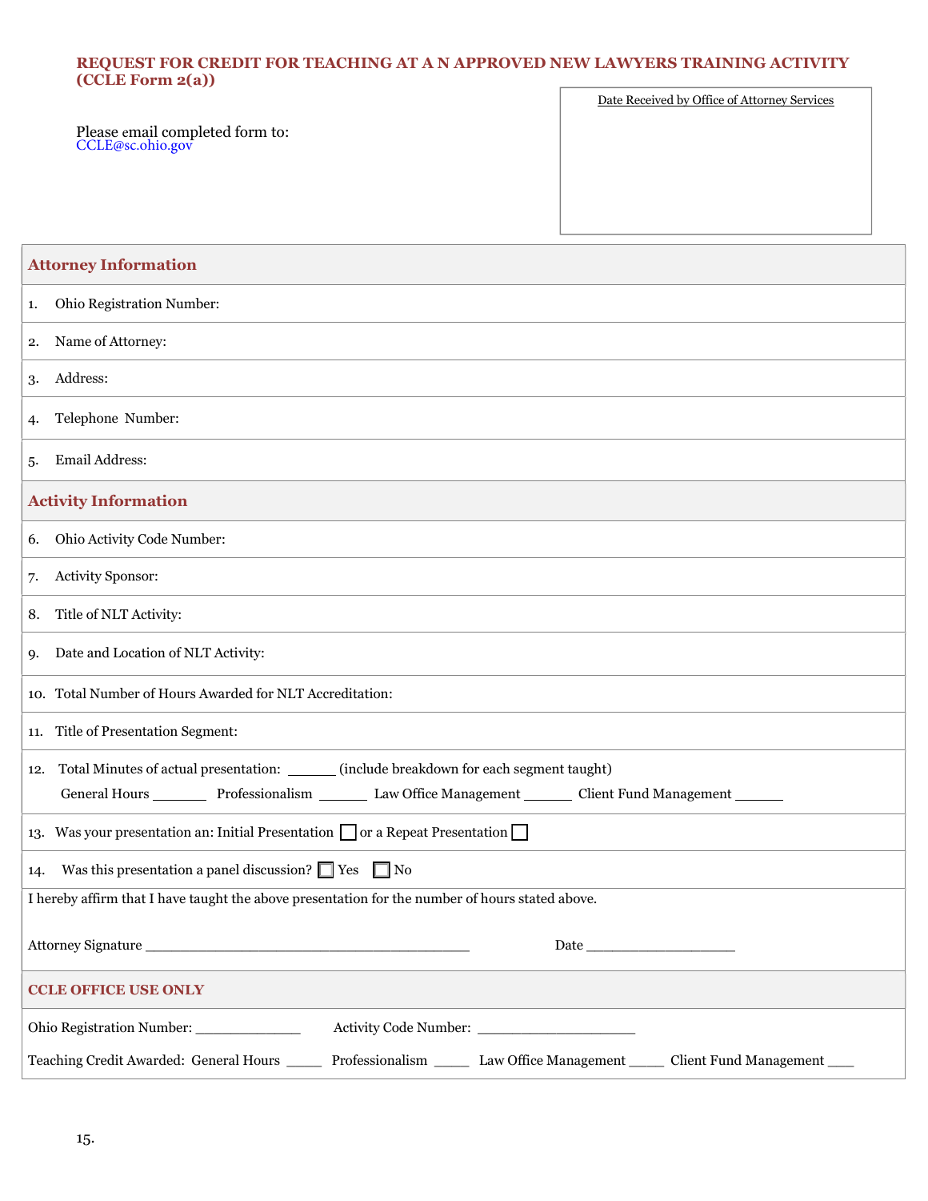# REQUEST FOR CREDIT FOR TEACHING AT A N APPROVED NEW LAWYERS TRAINING ACTIVITY (CCLE Form 2(a))

Please email completed form to:
CCLE@sc.ohio.gov

Date Received by Office of Attorney Services

## Attorney Information

1. Ohio Registration Number:
2. Name of Attorney:
3. Address:
4. Telephone Number:
5. Email Address:

## Activity Information

6. Ohio Activity Code Number:
7. Activity Sponsor:
8. Title of NLT Activity:
9. Date and Location of NLT Activity:
10. Total Number of Hours Awarded for NLT Accreditation:
11. Title of Presentation Segment:
12. Total Minutes of actual presentation: ______ (include breakdown for each segment taught)
    General Hours _______ Professionalism _______ Law Office Management _______ Client Fund Management _______
13. Was your presentation an: Initial Presentation ☐ or a Repeat Presentation ☐
14. Was this presentation a panel discussion? ☐ Yes ☐ No

I hereby affirm that I have taught the above presentation for the number of hours stated above.

Attorney Signature ________________________________________ Date __________________

## CCLE OFFICE USE ONLY

Ohio Registration Number: _____________ Activity Code Number: ____________________

Teaching Credit Awarded: General Hours _____ Professionalism _____ Law Office Management _____ Client Fund Management ___

15.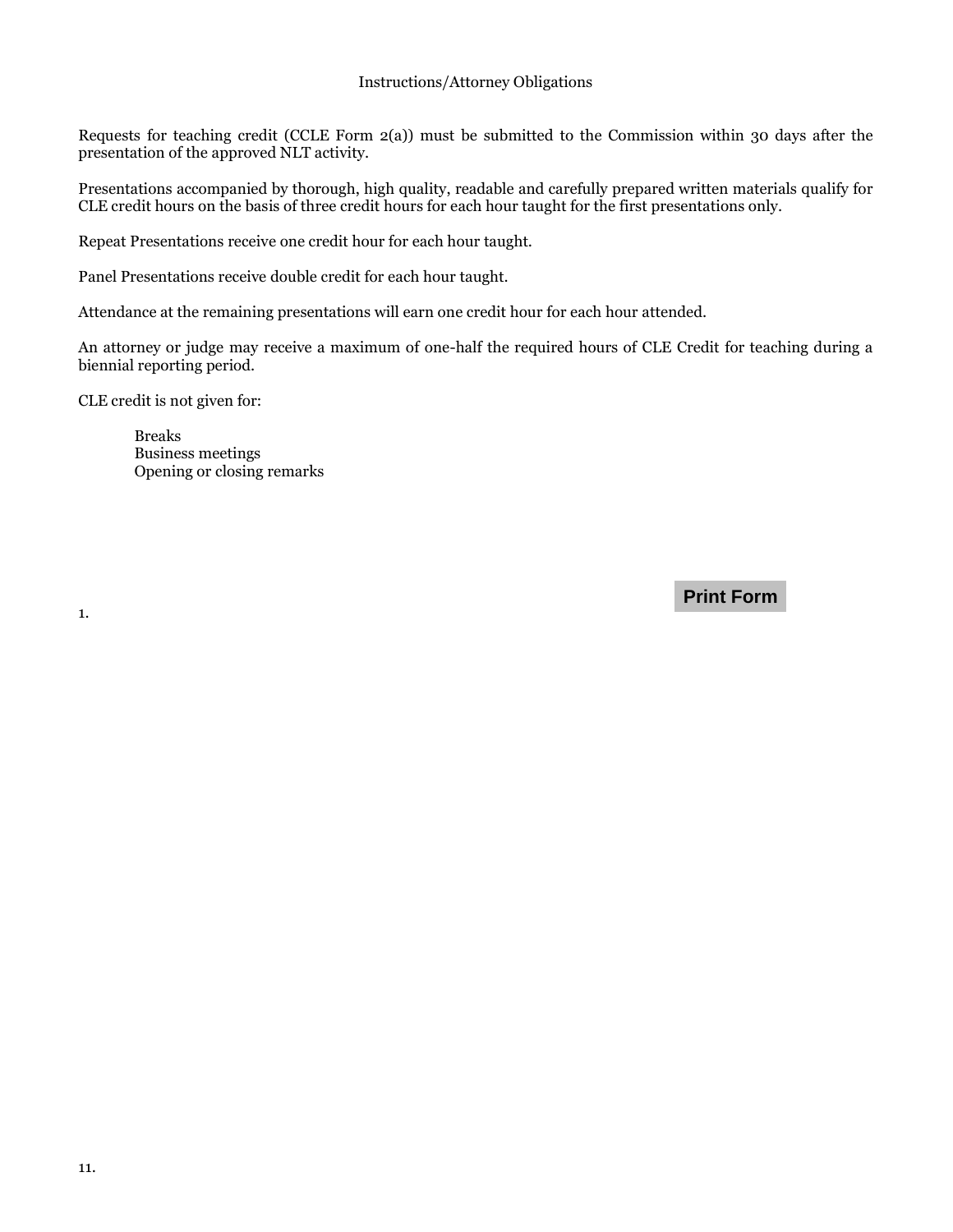Instructions/Attorney Obligations

Requests for teaching credit (CCLE Form 2(a)) must be submitted to the Commission within 30 days after the presentation of the approved NLT activity.

Presentations accompanied by thorough, high quality, readable and carefully prepared written materials qualify for CLE credit hours on the basis of three credit hours for each hour taught for the first presentations only.

Repeat Presentations receive one credit hour for each hour taught.

Panel Presentations receive double credit for each hour taught.

Attendance at the remaining presentations will earn one credit hour for each hour attended.

An attorney or judge may receive a maximum of one-half the required hours of CLE Credit for teaching during a biennial reporting period.

CLE credit is not given for:

- Breaks
- Business meetings
- Opening or closing remarks

Print Form

1.

11.